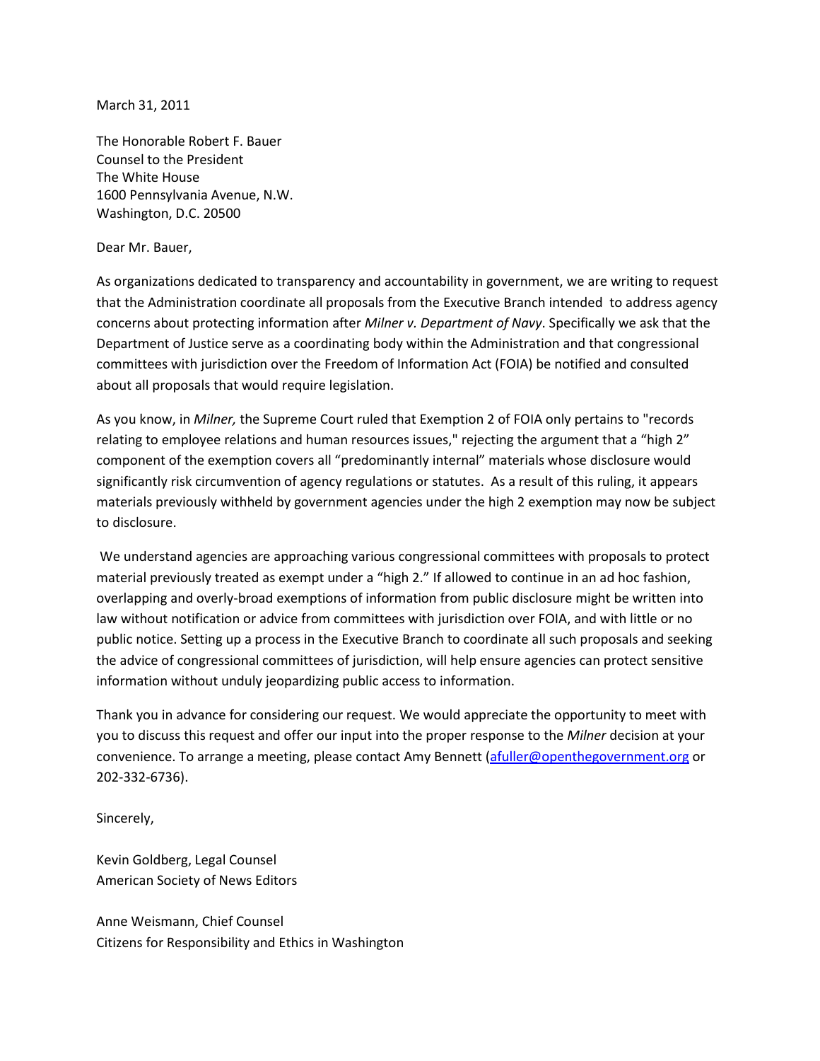March 31, 2011

The Honorable Robert F. Bauer
Counsel to the President
The White House
1600 Pennsylvania Avenue, N.W.
Washington, D.C. 20500

Dear Mr. Bauer,

As organizations dedicated to transparency and accountability in government, we are writing to request that the Administration coordinate all proposals from the Executive Branch intended to address agency concerns about protecting information after *Milner v. Department of Navy*. Specifically we ask that the Department of Justice serve as a coordinating body within the Administration and that congressional committees with jurisdiction over the Freedom of Information Act (FOIA) be notified and consulted about all proposals that would require legislation.

As you know, in *Milner,* the Supreme Court ruled that Exemption 2 of FOIA only pertains to "records relating to employee relations and human resources issues," rejecting the argument that a "high 2" component of the exemption covers all "predominantly internal" materials whose disclosure would significantly risk circumvention of agency regulations or statutes. As a result of this ruling, it appears materials previously withheld by government agencies under the high 2 exemption may now be subject to disclosure.

We understand agencies are approaching various congressional committees with proposals to protect material previously treated as exempt under a "high 2." If allowed to continue in an ad hoc fashion, overlapping and overly-broad exemptions of information from public disclosure might be written into law without notification or advice from committees with jurisdiction over FOIA, and with little or no public notice. Setting up a process in the Executive Branch to coordinate all such proposals and seeking the advice of congressional committees of jurisdiction, will help ensure agencies can protect sensitive information without unduly jeopardizing public access to information.

Thank you in advance for considering our request. We would appreciate the opportunity to meet with you to discuss this request and offer our input into the proper response to the *Milner* decision at your convenience. To arrange a meeting, please contact Amy Bennett (afuller@openthegovernment.org or 202-332-6736).

Sincerely,

Kevin Goldberg, Legal Counsel
American Society of News Editors

Anne Weismann, Chief Counsel
Citizens for Responsibility and Ethics in Washington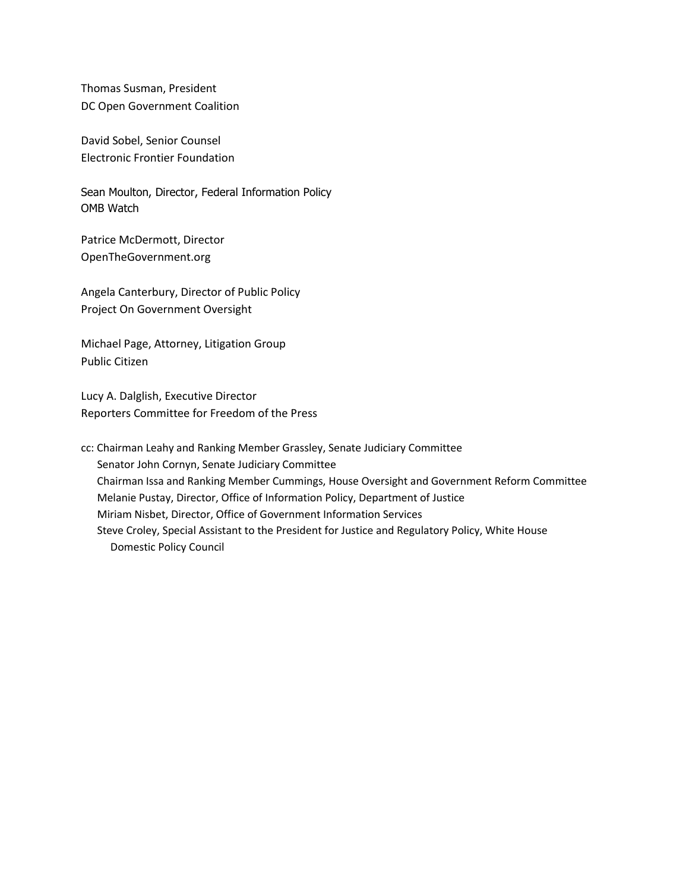Thomas Susman, President
DC Open Government Coalition

David Sobel, Senior Counsel
Electronic Frontier Foundation

Sean Moulton, Director, Federal Information Policy
OMB Watch

Patrice McDermott, Director
OpenTheGovernment.org

Angela Canterbury, Director of Public Policy
Project On Government Oversight

Michael Page, Attorney, Litigation Group
Public Citizen

Lucy A. Dalglish, Executive Director
Reporters Committee for Freedom of the Press

cc: Chairman Leahy and Ranking Member Grassley, Senate Judiciary Committee
Senator John Cornyn, Senate Judiciary Committee
Chairman Issa and Ranking Member Cummings, House Oversight and Government Reform Committee
Melanie Pustay, Director, Office of Information Policy, Department of Justice
Miriam Nisbet, Director, Office of Government Information Services
Steve Croley, Special Assistant to the President for Justice and Regulatory Policy, White House Domestic Policy Council